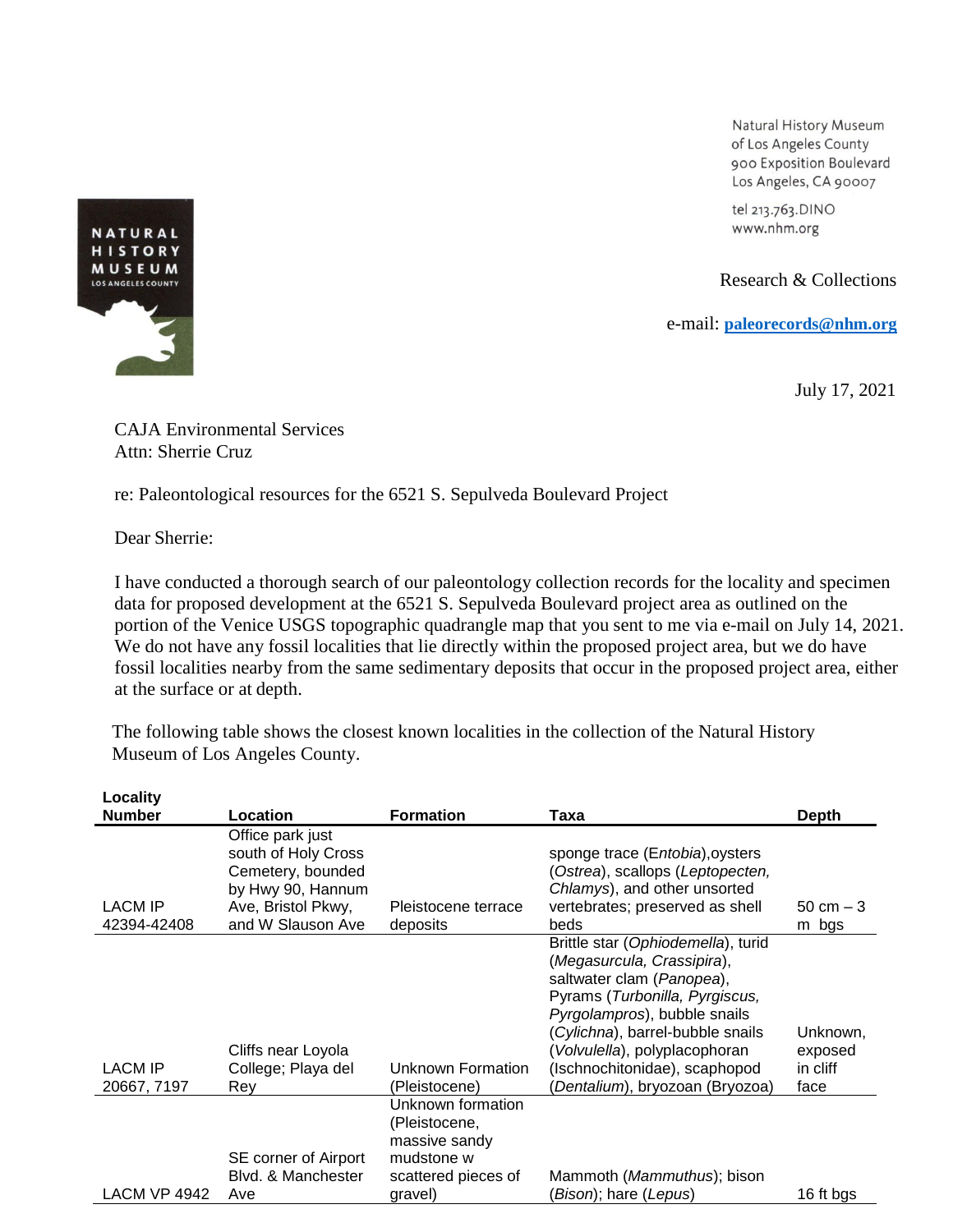NATURAL HISTORY MUSEUM LOS ANGELES COUNTY

Natural History Museum
of Los Angeles County
900 Exposition Boulevard
Los Angeles, CA 90007

tel 213.763.DINO
www.nhm.org

Research & Collections

e-mail: **paleorecords@nhm.org**

July 17, 2021

CAJA Environmental Services
Attn: Sherrie Cruz

re: Paleontological resources for the 6521 S. Sepulveda Boulevard Project

Dear Sherrie:

I have conducted a thorough search of our paleontology collection records for the locality and specimen data for proposed development at the 6521 S. Sepulveda Boulevard project area as outlined on the portion of the Venice USGS topographic quadrangle map that you sent to me via e-mail on July 14, 2021. We do not have any fossil localities that lie directly within the proposed project area, but we do have fossil localities nearby from the same sedimentary deposits that occur in the proposed project area, either at the surface or at depth.

The following table shows the closest known localities in the collection of the Natural History Museum of Los Angeles County.

| Locality Number | Location | Formation | Taxa | Depth |
|---|---|---|---|---|
| LACM IP 42394-42408 | Office park just south of Holy Cross Cemetery, bounded by Hwy 90, Hannum Ave, Bristol Pkwy, and W Slauson Ave | Pleistocene terrace deposits | sponge trace (*Entobia*),oysters (*Ostrea*), scallops (*Leptopecten, Chlamys*), and other unsorted vertebrates; preserved as shell beds | 50 cm – 3 m bgs |
| LACM IP 20667, 7197 | Cliffs near Loyola College; Playa del Rey | Unknown Formation (Pleistocene) | Brittle star (*Ophiodemella*), turid (*Megasurcula, Crassipira*), saltwater clam (*Panopea*), Pyrams (*Turbonilla, Pyrgiscus, Pyrgolampros*), bubble snails (*Cylichna*), barrel-bubble snails (*Volvulella*), polyplacophoran (Ischnochitonidae), scaphopod (*Dentalium*), bryozoan (Bryozoa) | Unknown, exposed in cliff face |
| LACM VP 4942 | SE corner of Airport Blvd. & Manchester Ave | Unknown formation (Pleistocene, massive sandy mudstone w scattered pieces of gravel) | Mammoth (*Mammuthus*); bison (*Bison*); hare (*Lepus*) | 16 ft bgs |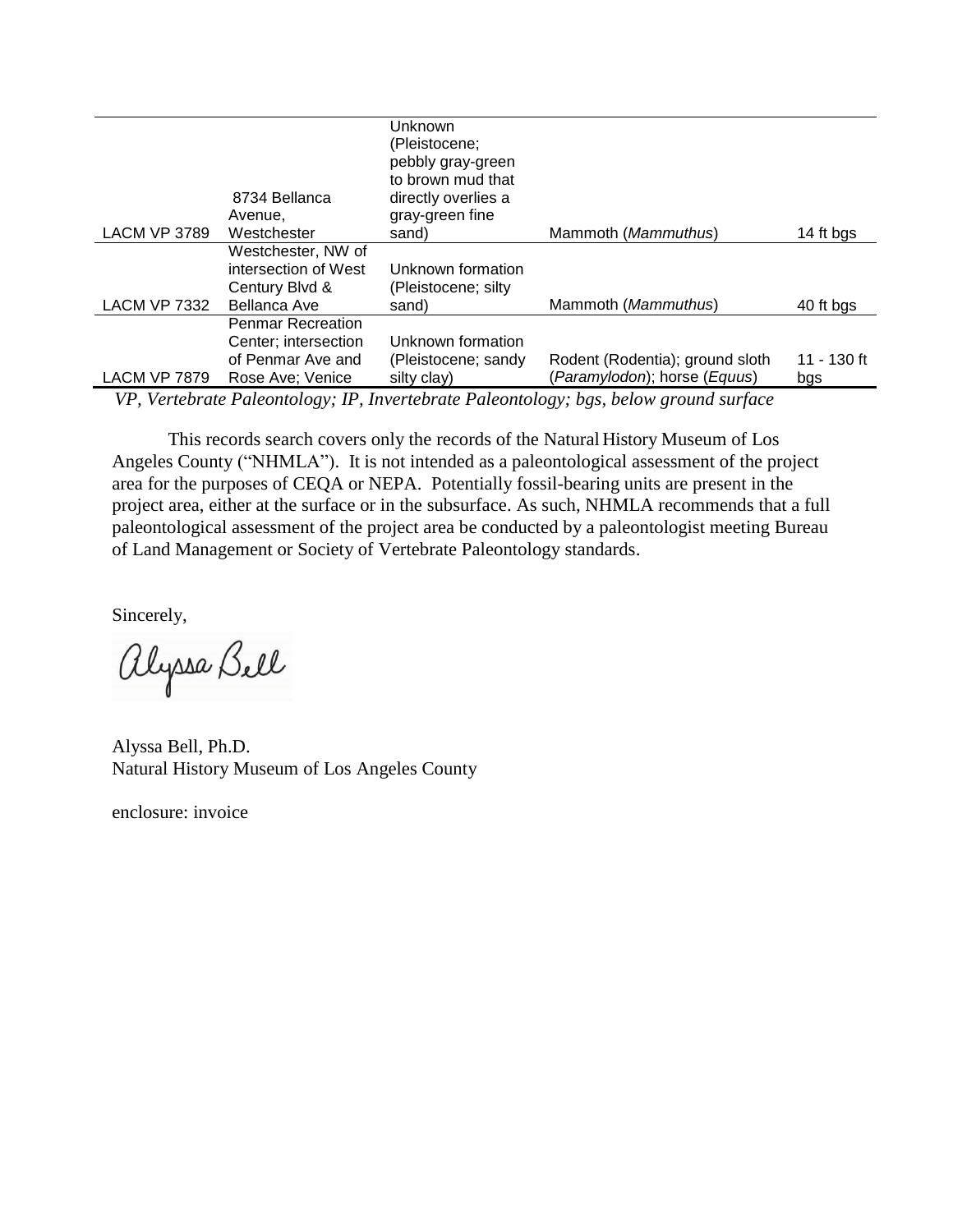| | | | | |
|---|---|---|---|---|
| LACM VP 3789 | 8734 Bellanca Avenue, Westchester | Unknown (Pleistocene; pebbly gray-green to brown mud that directly overlies a gray-green fine sand) | Mammoth (*Mammuthus*) | 14 ft bgs |
| LACM VP 7332 | Westchester, NW of intersection of West Century Blvd & Bellanca Ave | Unknown formation (Pleistocene; silty sand) | Mammoth (*Mammuthus*) | 40 ft bgs |
| LACM VP 7879 | Penmar Recreation Center; intersection of Penmar Ave and Rose Ave; Venice | Unknown formation (Pleistocene; sandy silty clay) | Rodent (Rodentia); ground sloth (*Paramylodon*); horse (*Equus*) | 11 - 130 ft bgs |

*VP, Vertebrate Paleontology; IP, Invertebrate Paleontology; bgs, below ground surface*

This records search covers only the records of the Natural History Museum of Los Angeles County ("NHMLA"). It is not intended as a paleontological assessment of the project area for the purposes of CEQA or NEPA. Potentially fossil-bearing units are present in the project area, either at the surface or in the subsurface. As such, NHMLA recommends that a full paleontological assessment of the project area be conducted by a paleontologist meeting Bureau of Land Management or Society of Vertebrate Paleontology standards.

Sincerely,

Alyssa Bell

Alyssa Bell, Ph.D.
Natural History Museum of Los Angeles County

enclosure: invoice